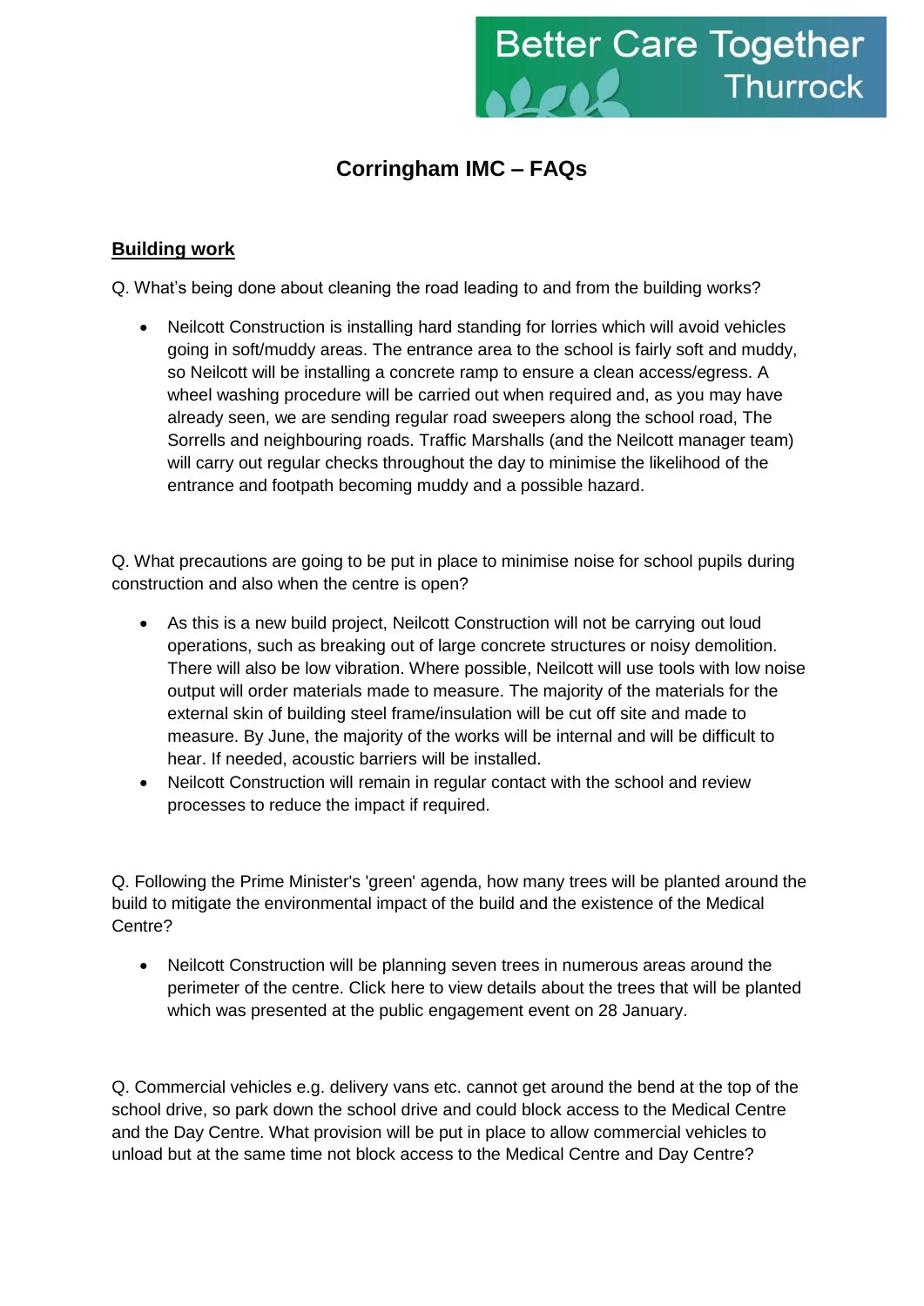Better Care Together Thurrock

# Corringham IMC – FAQs

## Building work

Q. What's being done about cleaning the road leading to and from the building works?

- Neilcott Construction is installing hard standing for lorries which will avoid vehicles going in soft/muddy areas. The entrance area to the school is fairly soft and muddy, so Neilcott will be installing a concrete ramp to ensure a clean access/egress. A wheel washing procedure will be carried out when required and, as you may have already seen, we are sending regular road sweepers along the school road, The Sorrells and neighbouring roads. Traffic Marshalls (and the Neilcott manager team) will carry out regular checks throughout the day to minimise the likelihood of the entrance and footpath becoming muddy and a possible hazard.

Q. What precautions are going to be put in place to minimise noise for school pupils during construction and also when the centre is open?

- As this is a new build project, Neilcott Construction will not be carrying out loud operations, such as breaking out of large concrete structures or noisy demolition. There will also be low vibration. Where possible, Neilcott will use tools with low noise output will order materials made to measure. The majority of the materials for the external skin of building steel frame/insulation will be cut off site and made to measure. By June, the majority of the works will be internal and will be difficult to hear. If needed, acoustic barriers will be installed.
- Neilcott Construction will remain in regular contact with the school and review processes to reduce the impact if required.

Q. Following the Prime Minister's 'green' agenda, how many trees will be planted around the build to mitigate the environmental impact of the build and the existence of the Medical Centre?

- Neilcott Construction will be planning seven trees in numerous areas around the perimeter of the centre. Click here to view details about the trees that will be planted which was presented at the public engagement event on 28 January.

Q. Commercial vehicles e.g. delivery vans etc. cannot get around the bend at the top of the school drive, so park down the school drive and could block access to the Medical Centre and the Day Centre. What provision will be put in place to allow commercial vehicles to unload but at the same time not block access to the Medical Centre and Day Centre?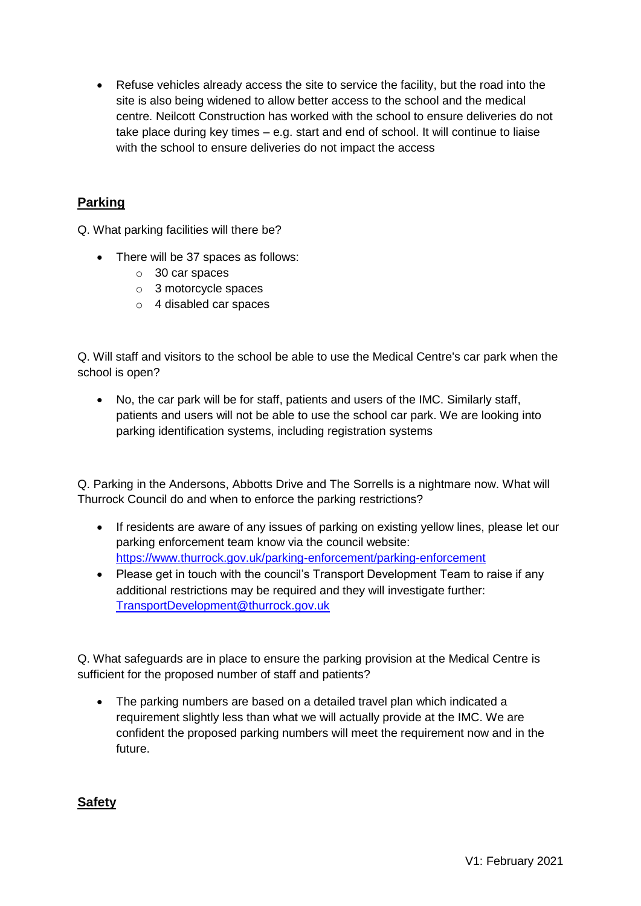- Refuse vehicles already access the site to service the facility, but the road into the site is also being widened to allow better access to the school and the medical centre. Neilcott Construction has worked with the school to ensure deliveries do not take place during key times – e.g. start and end of school. It will continue to liaise with the school to ensure deliveries do not impact the access

## Parking

Q. What parking facilities will there be?

- There will be 37 spaces as follows:
    - 30 car spaces
    - 3 motorcycle spaces
    - 4 disabled car spaces

Q. Will staff and visitors to the school be able to use the Medical Centre's car park when the school is open?

- No, the car park will be for staff, patients and users of the IMC. Similarly staff, patients and users will not be able to use the school car park. We are looking into parking identification systems, including registration systems

Q. Parking in the Andersons, Abbotts Drive and The Sorrells is a nightmare now. What will Thurrock Council do and when to enforce the parking restrictions?

- If residents are aware of any issues of parking on existing yellow lines, please let our parking enforcement team know via the council website: [https://www.thurrock.gov.uk/parking-enforcement/parking-enforcement](https://www.thurrock.gov.uk/parking-enforcement/parking-enforcement)
- Please get in touch with the council's Transport Development Team to raise if any additional restrictions may be required and they will investigate further: [TransportDevelopment@thurrock.gov.uk](mailto:TransportDevelopment@thurrock.gov.uk)

Q. What safeguards are in place to ensure the parking provision at the Medical Centre is sufficient for the proposed number of staff and patients?

- The parking numbers are based on a detailed travel plan which indicated a requirement slightly less than what we will actually provide at the IMC. We are confident the proposed parking numbers will meet the requirement now and in the future.

## Safety

V1: February 2021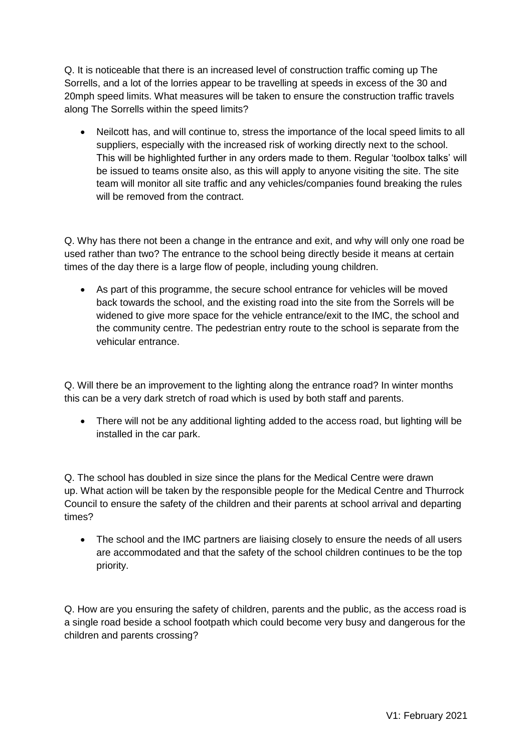Q. It is noticeable that there is an increased level of construction traffic coming up The Sorrells, and a lot of the lorries appear to be travelling at speeds in excess of the 30 and 20mph speed limits. What measures will be taken to ensure the construction traffic travels along The Sorrells within the speed limits?

- Neilcott has, and will continue to, stress the importance of the local speed limits to all suppliers, especially with the increased risk of working directly next to the school. This will be highlighted further in any orders made to them. Regular 'toolbox talks' will be issued to teams onsite also, as this will apply to anyone visiting the site. The site team will monitor all site traffic and any vehicles/companies found breaking the rules will be removed from the contract.

Q. Why has there not been a change in the entrance and exit, and why will only one road be used rather than two? The entrance to the school being directly beside it means at certain times of the day there is a large flow of people, including young children.

- As part of this programme, the secure school entrance for vehicles will be moved back towards the school, and the existing road into the site from the Sorrels will be widened to give more space for the vehicle entrance/exit to the IMC, the school and the community centre. The pedestrian entry route to the school is separate from the vehicular entrance.

Q. Will there be an improvement to the lighting along the entrance road? In winter months this can be a very dark stretch of road which is used by both staff and parents.

- There will not be any additional lighting added to the access road, but lighting will be installed in the car park.

Q. The school has doubled in size since the plans for the Medical Centre were drawn up. What action will be taken by the responsible people for the Medical Centre and Thurrock Council to ensure the safety of the children and their parents at school arrival and departing times?

- The school and the IMC partners are liaising closely to ensure the needs of all users are accommodated and that the safety of the school children continues to be the top priority.

Q. How are you ensuring the safety of children, parents and the public, as the access road is a single road beside a school footpath which could become very busy and dangerous for the children and parents crossing?

V1: February 2021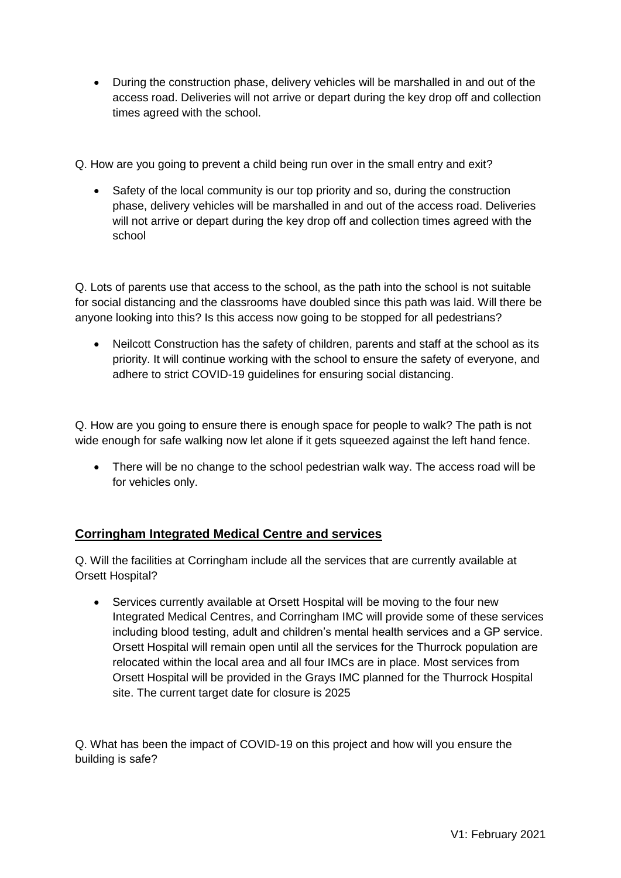- During the construction phase, delivery vehicles will be marshalled in and out of the access road. Deliveries will not arrive or depart during the key drop off and collection times agreed with the school.

Q. How are you going to prevent a child being run over in the small entry and exit?

- Safety of the local community is our top priority and so, during the construction phase, delivery vehicles will be marshalled in and out of the access road. Deliveries will not arrive or depart during the key drop off and collection times agreed with the school

Q. Lots of parents use that access to the school, as the path into the school is not suitable for social distancing and the classrooms have doubled since this path was laid. Will there be anyone looking into this? Is this access now going to be stopped for all pedestrians?

- Neilcott Construction has the safety of children, parents and staff at the school as its priority. It will continue working with the school to ensure the safety of everyone, and adhere to strict COVID-19 guidelines for ensuring social distancing.

Q. How are you going to ensure there is enough space for people to walk? The path is not wide enough for safe walking now let alone if it gets squeezed against the left hand fence.

- There will be no change to the school pedestrian walk way. The access road will be for vehicles only.

## Corringham Integrated Medical Centre and services

Q. Will the facilities at Corringham include all the services that are currently available at Orsett Hospital?

- Services currently available at Orsett Hospital will be moving to the four new Integrated Medical Centres, and Corringham IMC will provide some of these services including blood testing, adult and children's mental health services and a GP service. Orsett Hospital will remain open until all the services for the Thurrock population are relocated within the local area and all four IMCs are in place. Most services from Orsett Hospital will be provided in the Grays IMC planned for the Thurrock Hospital site. The current target date for closure is 2025

Q. What has been the impact of COVID-19 on this project and how will you ensure the building is safe?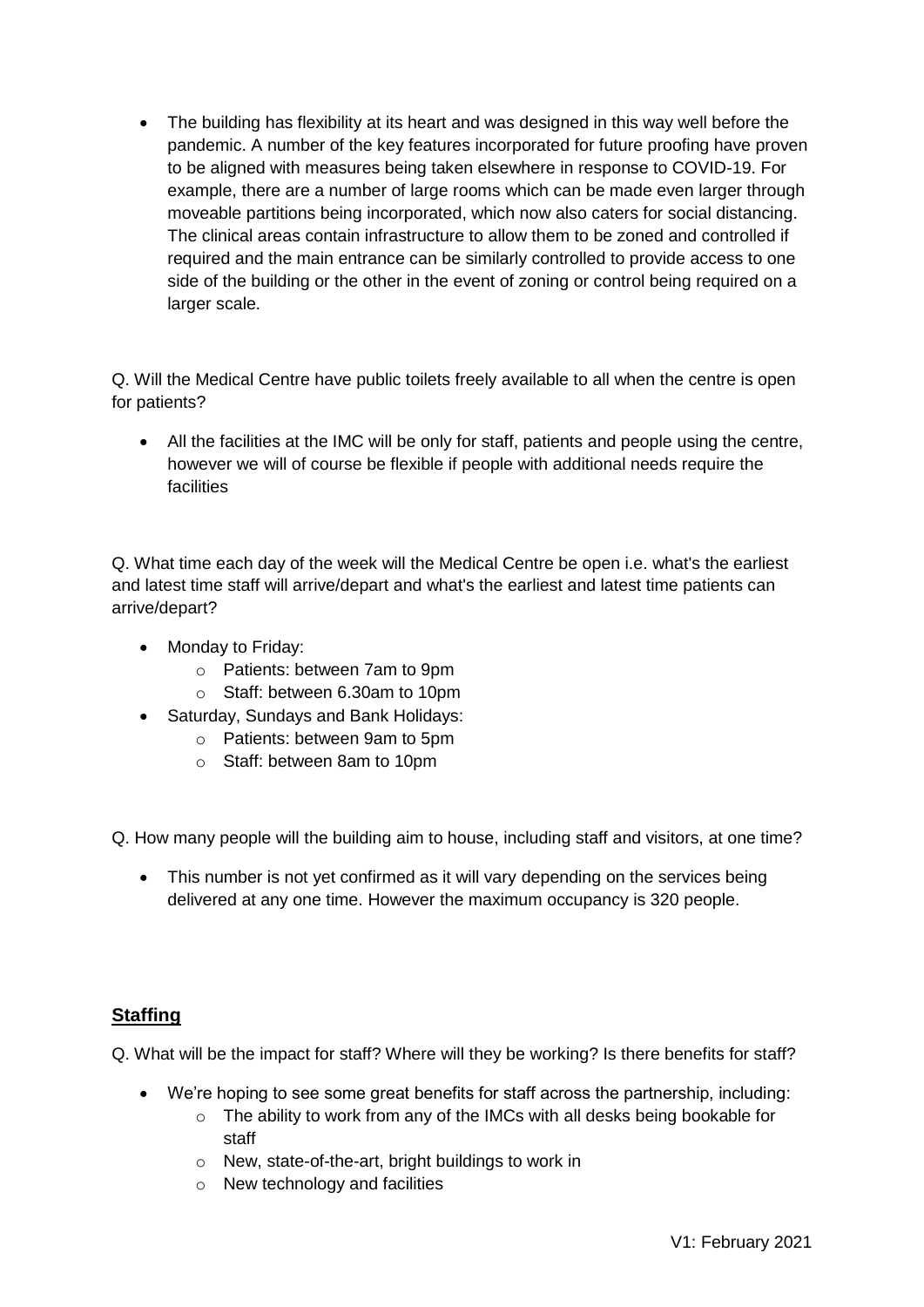- The building has flexibility at its heart and was designed in this way well before the pandemic. A number of the key features incorporated for future proofing have proven to be aligned with measures being taken elsewhere in response to COVID-19. For example, there are a number of large rooms which can be made even larger through moveable partitions being incorporated, which now also caters for social distancing. The clinical areas contain infrastructure to allow them to be zoned and controlled if required and the main entrance can be similarly controlled to provide access to one side of the building or the other in the event of zoning or control being required on a larger scale.

Q. Will the Medical Centre have public toilets freely available to all when the centre is open for patients?

- All the facilities at the IMC will be only for staff, patients and people using the centre, however we will of course be flexible if people with additional needs require the facilities

Q. What time each day of the week will the Medical Centre be open i.e. what's the earliest and latest time staff will arrive/depart and what's the earliest and latest time patients can arrive/depart?

- Monday to Friday:
    - Patients: between 7am to 9pm
    - Staff: between 6.30am to 10pm
- Saturday, Sundays and Bank Holidays:
    - Patients: between 9am to 5pm
    - Staff: between 8am to 10pm

Q. How many people will the building aim to house, including staff and visitors, at one time?

- This number is not yet confirmed as it will vary depending on the services being delivered at any one time. However the maximum occupancy is 320 people.

## Staffing

Q. What will be the impact for staff? Where will they be working? Is there benefits for staff?

- We're hoping to see some great benefits for staff across the partnership, including:
    - The ability to work from any of the IMCs with all desks being bookable for staff
    - New, state-of-the-art, bright buildings to work in
    - New technology and facilities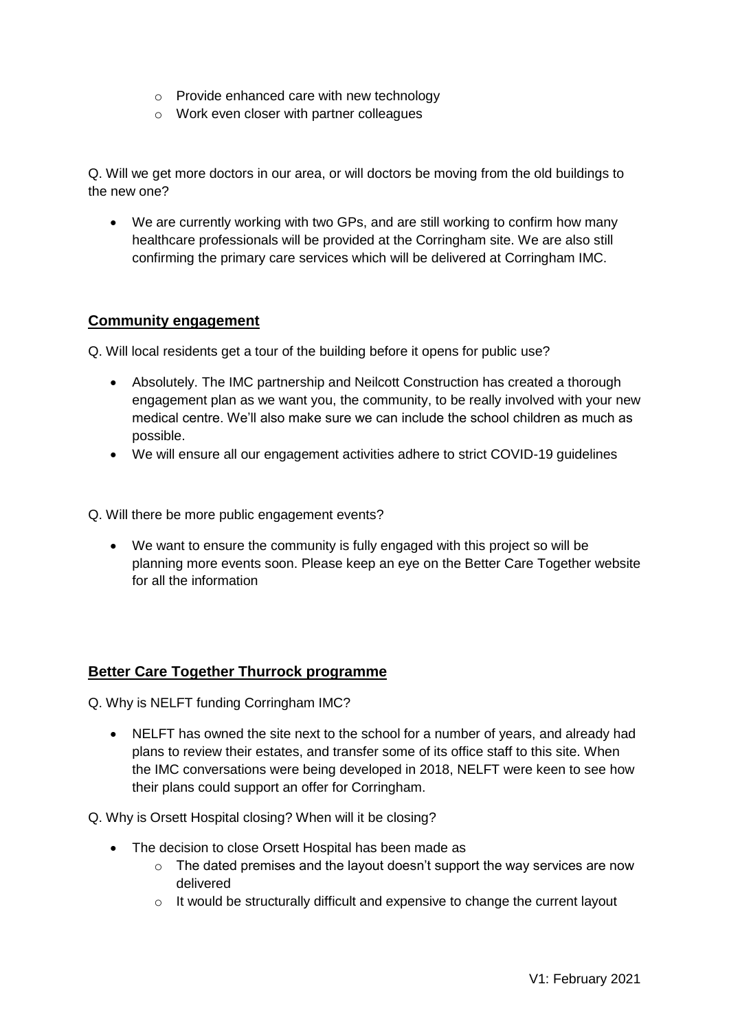- Provide enhanced care with new technology
  - Work even closer with partner colleagues

Q. Will we get more doctors in our area, or will doctors be moving from the old buildings to the new one?

- We are currently working with two GPs, and are still working to confirm how many healthcare professionals will be provided at the Corringham site. We are also still confirming the primary care services which will be delivered at Corringham IMC.

## Community engagement

Q. Will local residents get a tour of the building before it opens for public use?

- Absolutely. The IMC partnership and Neilcott Construction has created a thorough engagement plan as we want you, the community, to be really involved with your new medical centre. We'll also make sure we can include the school children as much as possible.
- We will ensure all our engagement activities adhere to strict COVID-19 guidelines

Q. Will there be more public engagement events?

- We want to ensure the community is fully engaged with this project so will be planning more events soon. Please keep an eye on the Better Care Together website for all the information

## Better Care Together Thurrock programme

Q. Why is NELFT funding Corringham IMC?

- NELFT has owned the site next to the school for a number of years, and already had plans to review their estates, and transfer some of its office staff to this site. When the IMC conversations were being developed in 2018, NELFT were keen to see how their plans could support an offer for Corringham.

Q. Why is Orsett Hospital closing? When will it be closing?

- The decision to close Orsett Hospital has been made as
  - The dated premises and the layout doesn't support the way services are now delivered
  - It would be structurally difficult and expensive to change the current layout

V1: February 2021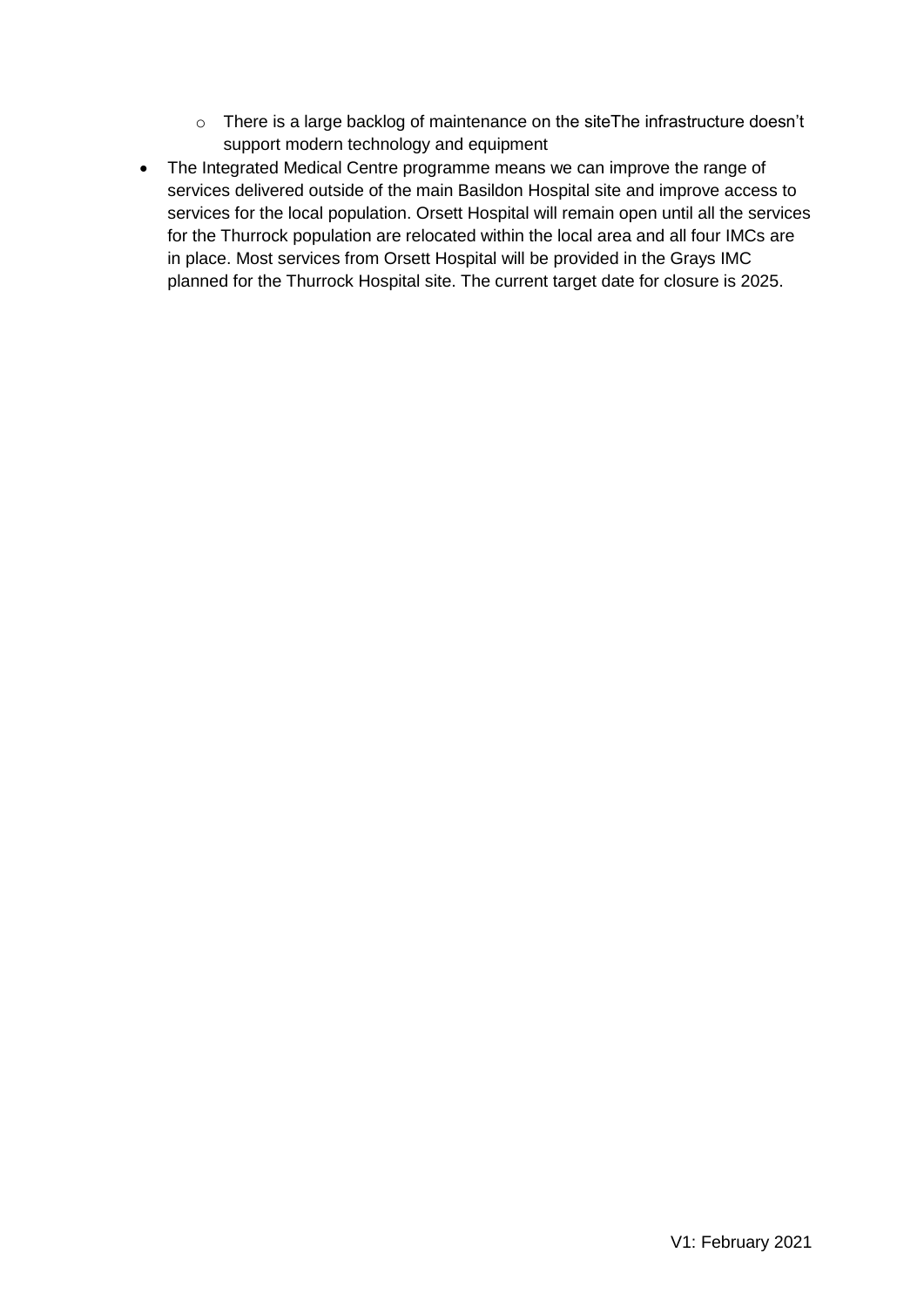- There is a large backlog of maintenance on the siteThe infrastructure doesn't support modern technology and equipment

- The Integrated Medical Centre programme means we can improve the range of services delivered outside of the main Basildon Hospital site and improve access to services for the local population. Orsett Hospital will remain open until all the services for the Thurrock population are relocated within the local area and all four IMCs are in place. Most services from Orsett Hospital will be provided in the Grays IMC planned for the Thurrock Hospital site. The current target date for closure is 2025.

V1: February 2021